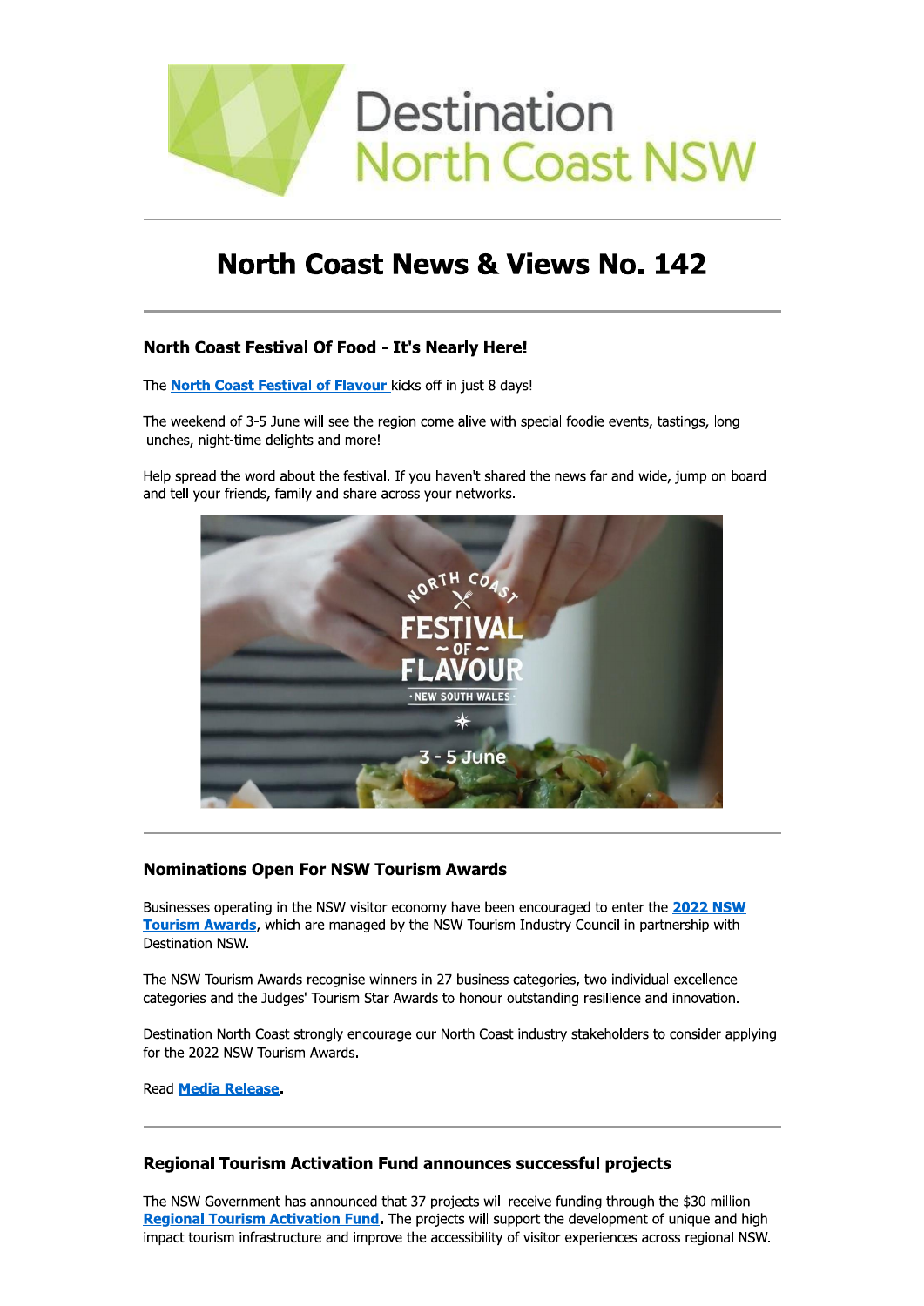# Destination North Coast NSW

# North Coast News & Views No. 142

## North Coast Festival Of Food - It's Nearly Here!

The **North Coast Festival of Flavour** kicks off in just 8 days!

The weekend of 3-5 June will see the region come alive with special foodie events, tastings, long lunches, night-time delights and more!

Help spread the word about the festival. If you haven't shared the news far and wide, jump on board and tell your friends, family and share across your networks.

## Nominations Open For NSW Tourism Awards

Businesses operating in the NSW visitor economy have been encouraged to enter the **2022 NSW Tourism Awards**, which are managed by the NSW Tourism Industry Council in partnership with Destination NSW.

The NSW Tourism Awards recognise winners in 27 business categories, two individual excellence categories and the Judges' Tourism Star Awards to honour outstanding resilience and innovation.

Destination North Coast strongly encourage our North Coast industry stakeholders to consider applying for the 2022 NSW Tourism Awards.

Read **Media Release**.

## Regional Tourism Activation Fund announces successful projects

The NSW Government has announced that 37 projects will receive funding through the $30 million **Regional Tourism Activation Fund**. The projects will support the development of unique and high impact tourism infrastructure and improve the accessibility of visitor experiences across regional NSW.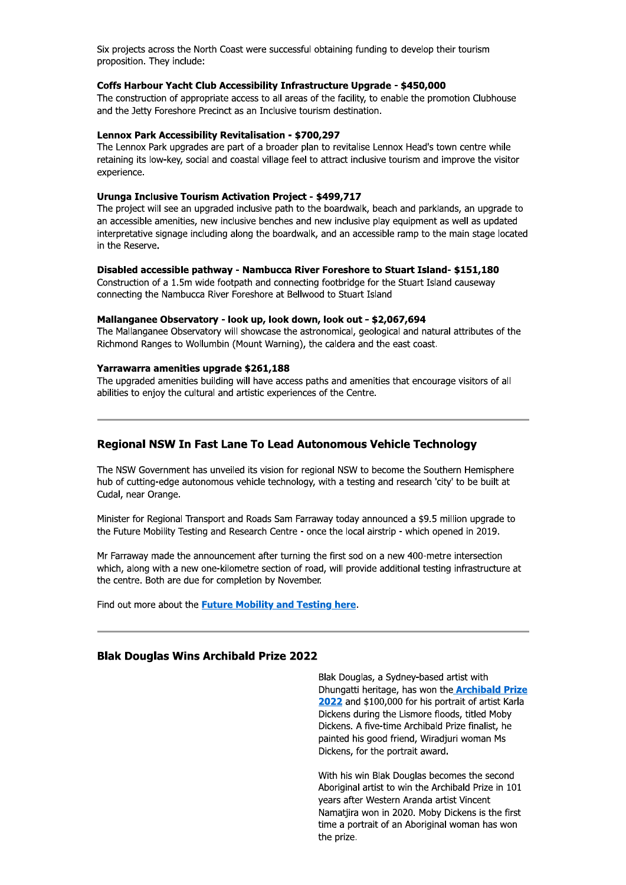Six projects across the North Coast were successful obtaining funding to develop their tourism proposition. They include:

**Coffs Harbour Yacht Club Accessibility Infrastructure Upgrade - $450,000**
The construction of appropriate access to all areas of the facility, to enable the promotion Clubhouse and the Jetty Foreshore Precinct as an Inclusive tourism destination.

**Lennox Park Accessibility Revitalisation - $700,297**
The Lennox Park upgrades are part of a broader plan to revitalise Lennox Head's town centre while retaining its low-key, social and coastal village feel to attract inclusive tourism and improve the visitor experience.

**Urunga Inclusive Tourism Activation Project - $499,717**
The project will see an upgraded inclusive path to the boardwalk, beach and parklands, an upgrade to an accessible amenities, new inclusive benches and new inclusive play equipment as well as updated interpretative signage including along the boardwalk, and an accessible ramp to the main stage located in the Reserve.

**Disabled accessible pathway - Nambucca River Foreshore to Stuart Island- $151,180**
Construction of a 1.5m wide footpath and connecting footbridge for the Stuart Island causeway connecting the Nambucca River Foreshore at Bellwood to Stuart Island

**Mallanganee Observatory - look up, look down, look out - $2,067,694**
The Mallanganee Observatory will showcase the astronomical, geological and natural attributes of the Richmond Ranges to Wollumbin (Mount Warning), the caldera and the east coast.

**Yarrawarra amenities upgrade $261,188**
The upgraded amenities building will have access paths and amenities that encourage visitors of all abilities to enjoy the cultural and artistic experiences of the Centre.

---

## Regional NSW In Fast Lane To Lead Autonomous Vehicle Technology

The NSW Government has unveiled its vision for regional NSW to become the Southern Hemisphere hub of cutting-edge autonomous vehicle technology, with a testing and research 'city' to be built at Cudal, near Orange.

Minister for Regional Transport and Roads Sam Farraway today announced a $9.5 million upgrade to the Future Mobility Testing and Research Centre - once the local airstrip - which opened in 2019.

Mr Farraway made the announcement after turning the first sod on a new 400-metre intersection which, along with a new one-kilometre section of road, will provide additional testing infrastructure at the centre. Both are due for completion by November.

Find out more about the **Future Mobility and Testing here**.

---

## Blak Douglas Wins Archibald Prize 2022

Blak Douglas, a Sydney-based artist with Dhungatti heritage, has won the **Archibald Prize 2022** and $100,000 for his portrait of artist Karla Dickens during the Lismore floods, titled Moby Dickens. A five-time Archibald Prize finalist, he painted his good friend, Wiradjuri woman Ms Dickens, for the portrait award.

With his win Blak Douglas becomes the second Aboriginal artist to win the Archibald Prize in 101 years after Western Aranda artist Vincent Namatjira won in 2020. Moby Dickens is the first time a portrait of an Aboriginal woman has won the prize.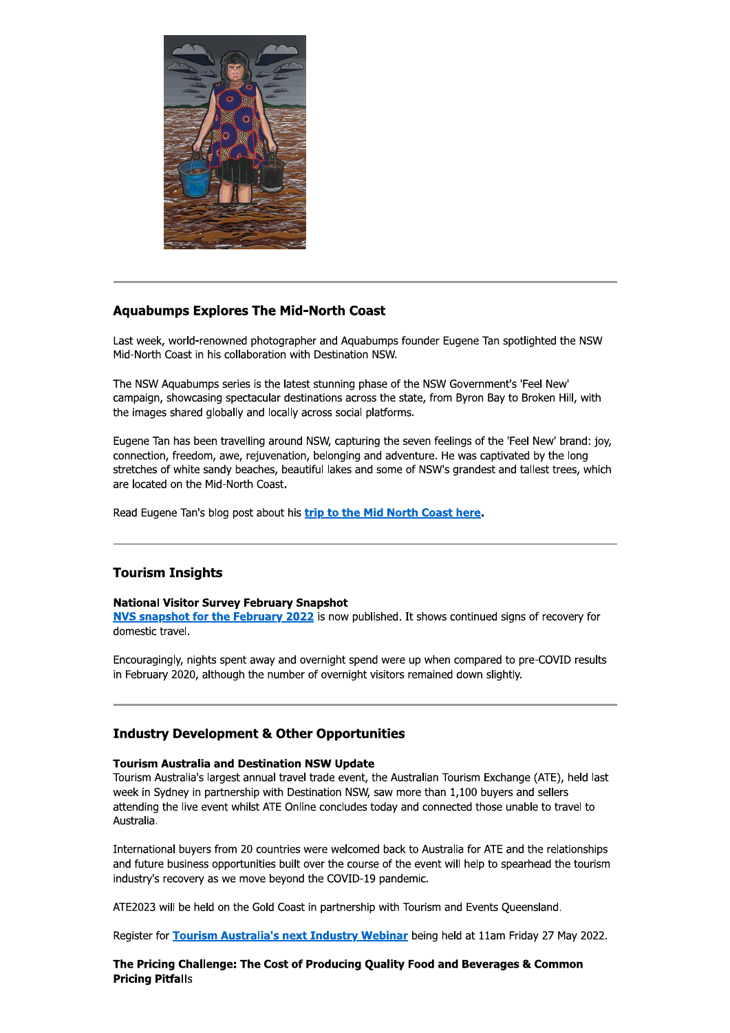---

## Aquabumps Explores The Mid-North Coast

Last week, world-renowned photographer and Aquabumps founder Eugene Tan spotlighted the NSW Mid-North Coast in his collaboration with Destination NSW.

The NSW Aquabumps series is the latest stunning phase of the NSW Government's 'Feel New' campaign, showcasing spectacular destinations across the state, from Byron Bay to Broken Hill, with the images shared globally and locally across social platforms.

Eugene Tan has been travelling around NSW, capturing the seven feelings of the 'Feel New' brand: joy, connection, freedom, awe, rejuvenation, belonging and adventure. He was captivated by the long stretches of white sandy beaches, beautiful lakes and some of NSW's grandest and tallest trees, which are located on the Mid-North Coast.

Read Eugene Tan's blog post about his **trip to the Mid North Coast here**.

---

## Tourism Insights

**National Visitor Survey February Snapshot**
**NVS snapshot for the February 2022** is now published. It shows continued signs of recovery for domestic travel.

Encouragingly, nights spent away and overnight spend were up when compared to pre-COVID results in February 2020, although the number of overnight visitors remained down slightly.

---

## Industry Development & Other Opportunities

**Tourism Australia and Destination NSW Update**
Tourism Australia's largest annual travel trade event, the Australian Tourism Exchange (ATE), held last week in Sydney in partnership with Destination NSW, saw more than 1,100 buyers and sellers attending the live event whilst ATE Online concludes today and connected those unable to travel to Australia.

International buyers from 20 countries were welcomed back to Australia for ATE and the relationships and future business opportunities built over the course of the event will help to spearhead the tourism industry's recovery as we move beyond the COVID-19 pandemic.

ATE2023 will be held on the Gold Coast in partnership with Tourism and Events Queensland.

Register for **Tourism Australia's next Industry Webinar** being held at 11am Friday 27 May 2022.

**The Pricing Challenge: The Cost of Producing Quality Food and Beverages & Common Pricing Pitfalls**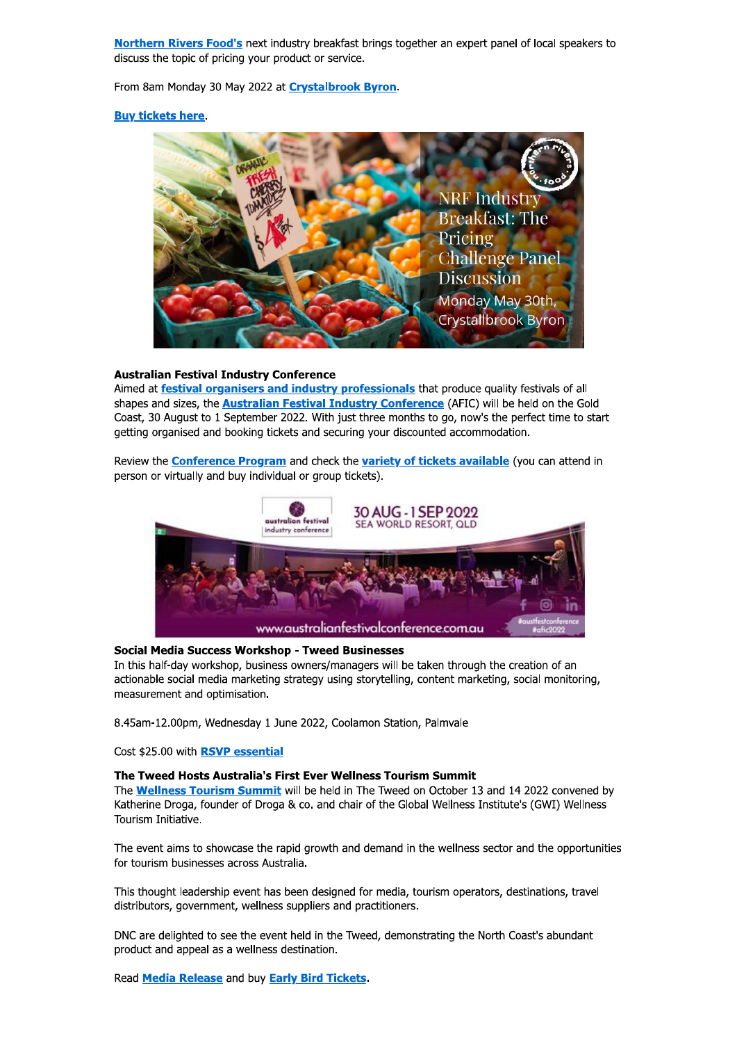**Northern Rivers Food's** next industry breakfast brings together an expert panel of local speakers to discuss the topic of pricing your product or service.

From 8am Monday 30 May 2022 at **Crystalbrook Byron**.

**Buy tickets here**.

**Australian Festival Industry Conference**
Aimed at **festival organisers and industry professionals** that produce quality festivals of all shapes and sizes, the **Australian Festival Industry Conference** (AFIC) will be held on the Gold Coast, 30 August to 1 September 2022. With just three months to go, now's the perfect time to start getting organised and booking tickets and securing your discounted accommodation.

Review the **Conference Program** and check the **variety of tickets available** (you can attend in person or virtually and buy individual or group tickets).

**Social Media Success Workshop - Tweed Businesses**
In this half-day workshop, business owners/managers will be taken through the creation of an actionable social media marketing strategy using storytelling, content marketing, social monitoring, measurement and optimisation.

8.45am-12.00pm, Wednesday 1 June 2022, Coolamon Station, Palmvale

Cost $25.00 with **RSVP essential**

**The Tweed Hosts Australia's First Ever Wellness Tourism Summit**
The **Wellness Tourism Summit** will be held in The Tweed on October 13 and 14 2022 convened by Katherine Droga, founder of Droga & co. and chair of the Global Wellness Institute's (GWI) Wellness Tourism Initiative.

The event aims to showcase the rapid growth and demand in the wellness sector and the opportunities for tourism businesses across Australia.

This thought leadership event has been designed for media, tourism operators, destinations, travel distributors, government, wellness suppliers and practitioners.

DNC are delighted to see the event held in the Tweed, demonstrating the North Coast's abundant product and appeal as a wellness destination.

Read **Media Release** and buy **Early Bird Tickets**.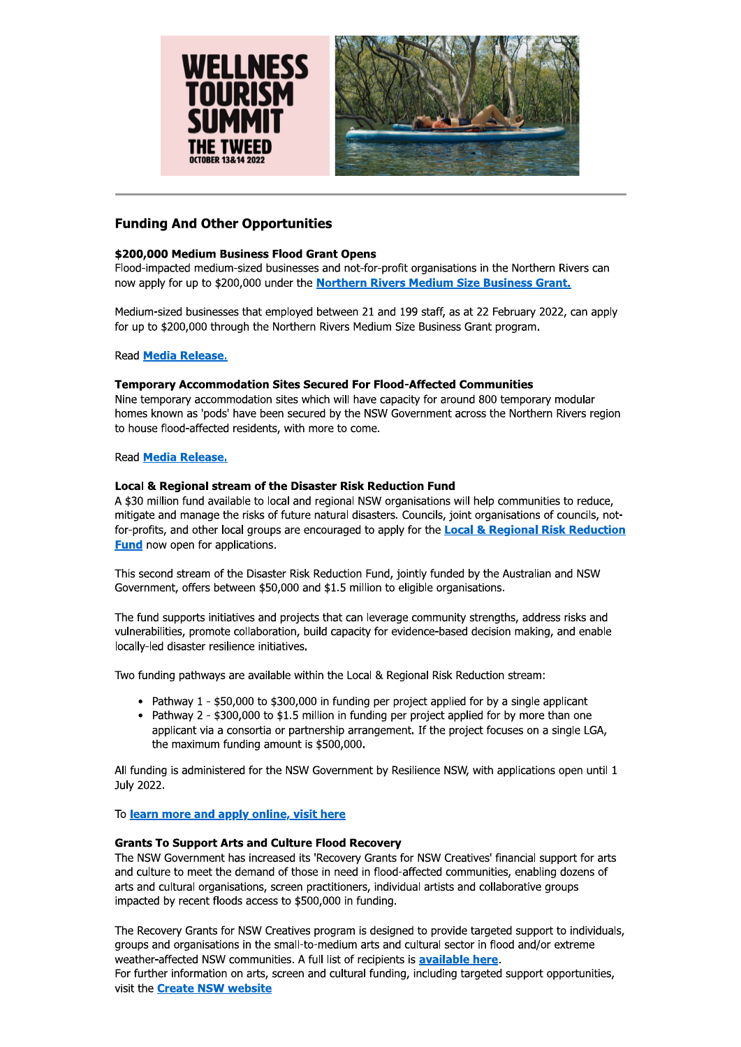## Funding And Other Opportunities

**$200,000 Medium Business Flood Grant Opens**

Flood-impacted medium-sized businesses and not-for-profit organisations in the Northern Rivers can now apply for up to $200,000 under the **Northern Rivers Medium Size Business Grant.**

Medium-sized businesses that employed between 21 and 199 staff, as at 22 February 2022, can apply for up to $200,000 through the Northern Rivers Medium Size Business Grant program.

Read **Media Release.**

**Temporary Accommodation Sites Secured For Flood-Affected Communities**

Nine temporary accommodation sites which will have capacity for around 800 temporary modular homes known as 'pods' have been secured by the NSW Government across the Northern Rivers region to house flood-affected residents, with more to come.

Read **Media Release.**

**Local & Regional stream of the Disaster Risk Reduction Fund**

A $30 million fund available to local and regional NSW organisations will help communities to reduce, mitigate and manage the risks of future natural disasters. Councils, joint organisations of councils, not-for-profits, and other local groups are encouraged to apply for the **Local & Regional Risk Reduction Fund** now open for applications.

This second stream of the Disaster Risk Reduction Fund, jointly funded by the Australian and NSW Government, offers between $50,000 and $1.5 million to eligible organisations.

The fund supports initiatives and projects that can leverage community strengths, address risks and vulnerabilities, promote collaboration, build capacity for evidence-based decision making, and enable locally-led disaster resilience initiatives.

Two funding pathways are available within the Local & Regional Risk Reduction stream:

- Pathway 1 - $50,000 to $300,000 in funding per project applied for by a single applicant
- Pathway 2 - $300,000 to $1.5 million in funding per project applied for by more than one applicant via a consortia or partnership arrangement. If the project focuses on a single LGA, the maximum funding amount is $500,000.

All funding is administered for the NSW Government by Resilience NSW, with applications open until 1 July 2022.

To **learn more and apply online, visit here**

**Grants To Support Arts and Culture Flood Recovery**

The NSW Government has increased its 'Recovery Grants for NSW Creatives' financial support for arts and culture to meet the demand of those in need in flood-affected communities, enabling dozens of arts and cultural organisations, screen practitioners, individual artists and collaborative groups impacted by recent floods access to $500,000 in funding.

The Recovery Grants for NSW Creatives program is designed to provide targeted support to individuals, groups and organisations in the small-to-medium arts and cultural sector in flood and/or extreme weather-affected NSW communities. A full list of recipients is **available here**.
For further information on arts, screen and cultural funding, including targeted support opportunities, visit the **Create NSW website**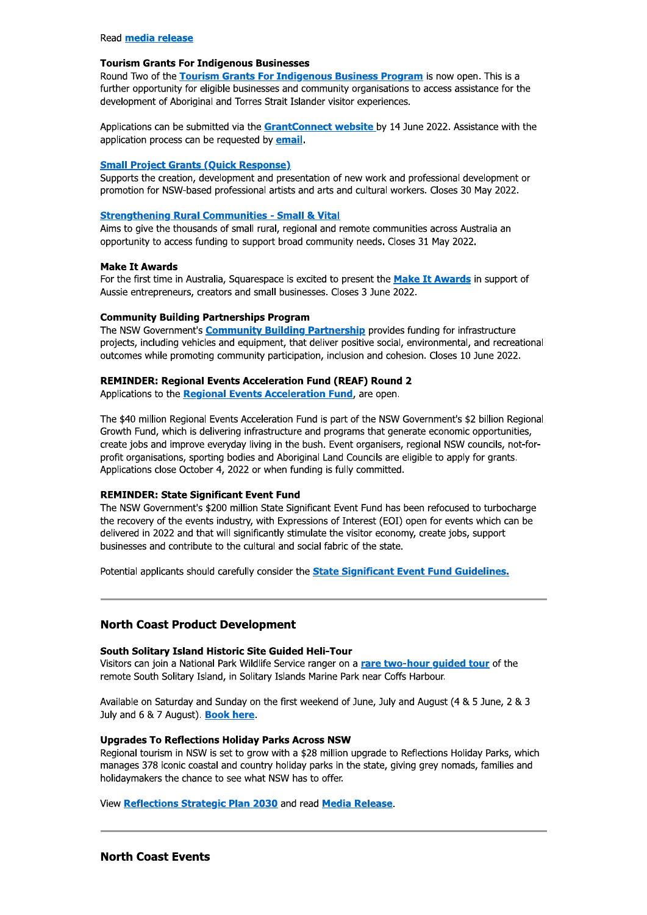Read **media release**

**Tourism Grants For Indigenous Businesses**
Round Two of the **Tourism Grants For Indigenous Business Program** is now open. This is a further opportunity for eligible businesses and community organisations to access assistance for the development of Aboriginal and Torres Strait Islander visitor experiences.

Applications can be submitted via the **GrantConnect website** by 14 June 2022. Assistance with the application process can be requested by **email**.

**Small Project Grants (Quick Response)**
Supports the creation, development and presentation of new work and professional development or promotion for NSW-based professional artists and arts and cultural workers. Closes 30 May 2022.

**Strengthening Rural Communities - Small & Vital**
Aims to give the thousands of small rural, regional and remote communities across Australia an opportunity to access funding to support broad community needs. Closes 31 May 2022.

**Make It Awards**
For the first time in Australia, Squarespace is excited to present the **Make It Awards** in support of Aussie entrepreneurs, creators and small businesses. Closes 3 June 2022.

**Community Building Partnerships Program**
The NSW Government's **Community Building Partnership** provides funding for infrastructure projects, including vehicles and equipment, that deliver positive social, environmental, and recreational outcomes while promoting community participation, inclusion and cohesion. Closes 10 June 2022.

**REMINDER: Regional Events Acceleration Fund (REAF) Round 2**
Applications to the **Regional Events Acceleration Fund**, are open.

The $40 million Regional Events Acceleration Fund is part of the NSW Government's $2 billion Regional Growth Fund, which is delivering infrastructure and programs that generate economic opportunities, create jobs and improve everyday living in the bush. Event organisers, regional NSW councils, not-for-profit organisations, sporting bodies and Aboriginal Land Councils are eligible to apply for grants. Applications close October 4, 2022 or when funding is fully committed.

**REMINDER: State Significant Event Fund**
The NSW Government's $200 million State Significant Event Fund has been refocused to turbocharge the recovery of the events industry, with Expressions of Interest (EOI) open for events which can be delivered in 2022 and that will significantly stimulate the visitor economy, create jobs, support businesses and contribute to the cultural and social fabric of the state.

Potential applicants should carefully consider the **State Significant Event Fund Guidelines.**

---

## North Coast Product Development

**South Solitary Island Historic Site Guided Heli-Tour**
Visitors can join a National Park Wildlife Service ranger on a **rare two-hour guided tour** of the remote South Solitary Island, in Solitary Islands Marine Park near Coffs Harbour.

Available on Saturday and Sunday on the first weekend of June, July and August (4 & 5 June, 2 & 3 July and 6 & 7 August). **Book here**.

**Upgrades To Reflections Holiday Parks Across NSW**
Regional tourism in NSW is set to grow with a $28 million upgrade to Reflections Holiday Parks, which manages 378 iconic coastal and country holiday parks in the state, giving grey nomads, families and holidaymakers the chance to see what NSW has to offer.

View **Reflections Strategic Plan 2030** and read **Media Release**.

---

## North Coast Events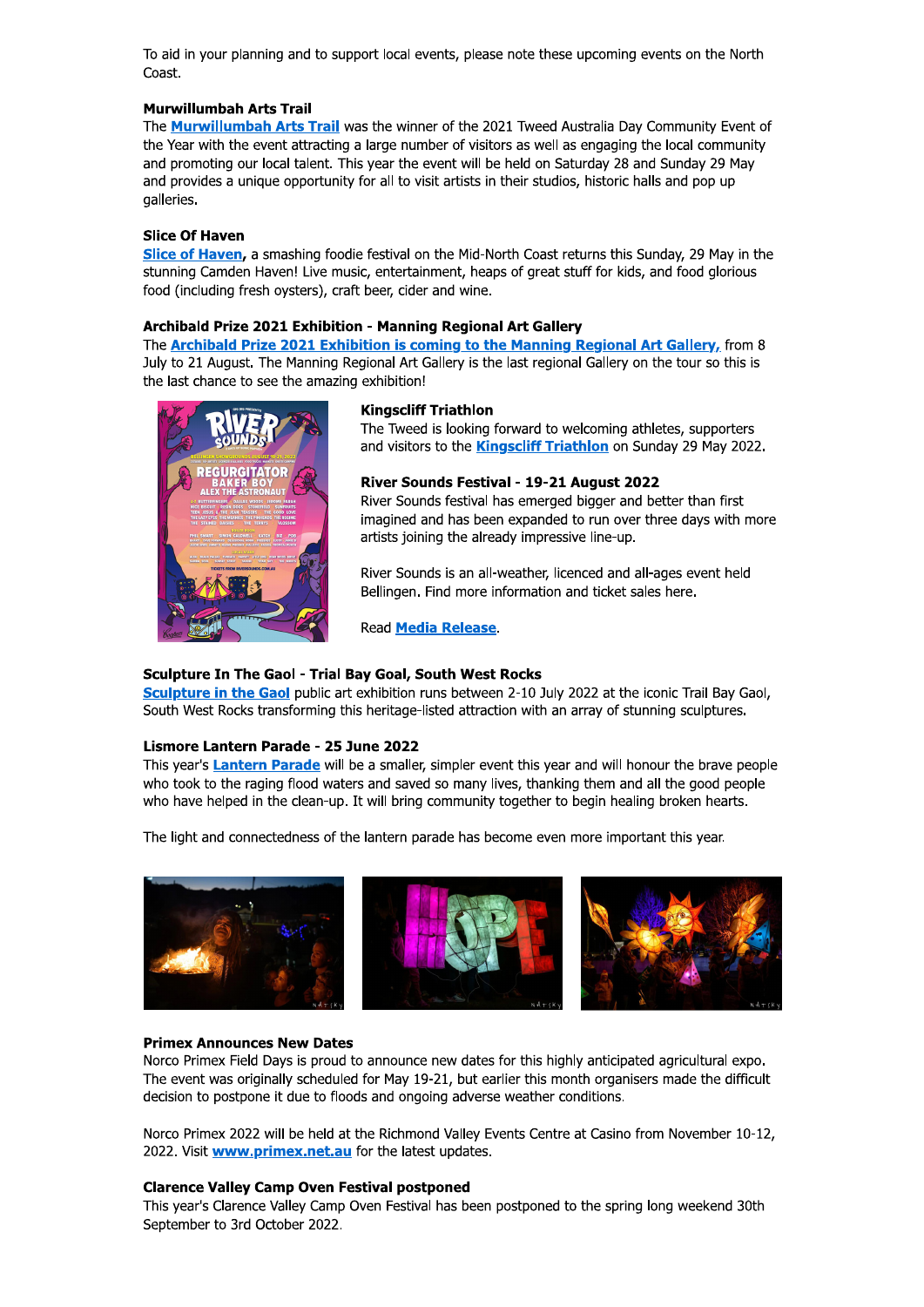To aid in your planning and to support local events, please note these upcoming events on the North Coast.

**Murwillumbah Arts Trail**

The **Murwillumbah Arts Trail** was the winner of the 2021 Tweed Australia Day Community Event of the Year with the event attracting a large number of visitors as well as engaging the local community and promoting our local talent. This year the event will be held on Saturday 28 and Sunday 29 May and provides a unique opportunity for all to visit artists in their studios, historic halls and pop up galleries.

**Slice Of Haven**

**Slice of Haven**, a smashing foodie festival on the Mid-North Coast returns this Sunday, 29 May in the stunning Camden Haven! Live music, entertainment, heaps of great stuff for kids, and food glorious food (including fresh oysters), craft beer, cider and wine.

**Archibald Prize 2021 Exhibition - Manning Regional Art Gallery**

The **Archibald Prize 2021 Exhibition is coming to the Manning Regional Art Gallery,** from 8 July to 21 August. The Manning Regional Art Gallery is the last regional Gallery on the tour so this is the last chance to see the amazing exhibition!

**Kingscliff Triathlon**

The Tweed is looking forward to welcoming athletes, supporters and visitors to the **Kingscliff Triathlon** on Sunday 29 May 2022.

**River Sounds Festival - 19-21 August 2022**

River Sounds festival has emerged bigger and better than first imagined and has been expanded to run over three days with more artists joining the already impressive line-up.

River Sounds is an all-weather, licenced and all-ages event held Bellingen. Find more information and ticket sales here.

Read **Media Release**.

**Sculpture In The Gaol - Trial Bay Goal, South West Rocks**

**Sculpture in the Gaol** public art exhibition runs between 2-10 July 2022 at the iconic Trail Bay Gaol, South West Rocks transforming this heritage-listed attraction with an array of stunning sculptures.

**Lismore Lantern Parade - 25 June 2022**

This year's **Lantern Parade** will be a smaller, simpler event this year and will honour the brave people who took to the raging flood waters and saved so many lives, thanking them and all the good people who have helped in the clean-up. It will bring community together to begin healing broken hearts.

The light and connectedness of the lantern parade has become even more important this year.

**Primex Announces New Dates**

Norco Primex Field Days is proud to announce new dates for this highly anticipated agricultural expo. The event was originally scheduled for May 19-21, but earlier this month organisers made the difficult decision to postpone it due to floods and ongoing adverse weather conditions.

Norco Primex 2022 will be held at the Richmond Valley Events Centre at Casino from November 10-12, 2022. Visit **www.primex.net.au** for the latest updates.

**Clarence Valley Camp Oven Festival postponed**

This year's Clarence Valley Camp Oven Festival has been postponed to the spring long weekend 30th September to 3rd October 2022.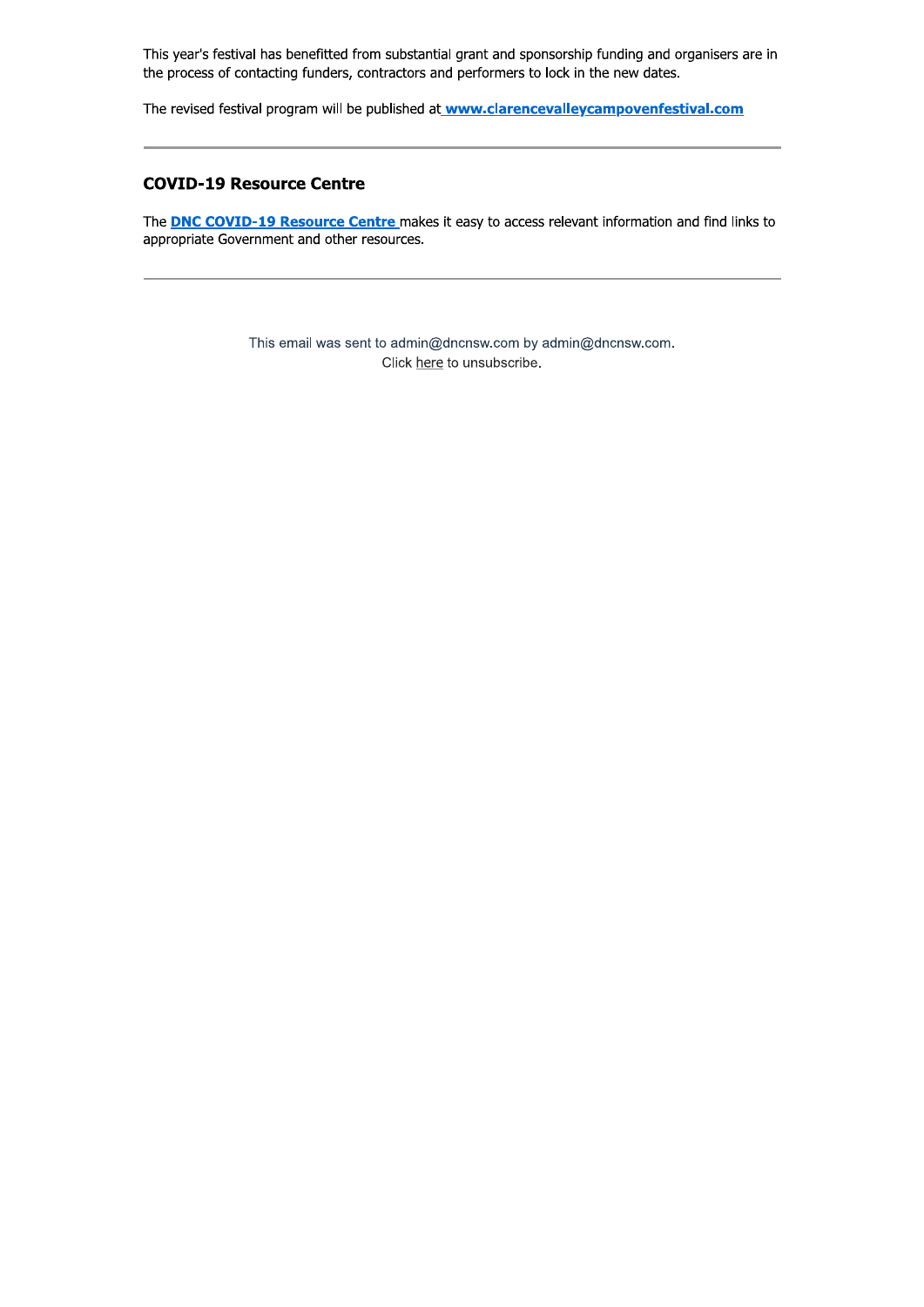This year's festival has benefitted from substantial grant and sponsorship funding and organisers are in the process of contacting funders, contractors and performers to lock in the new dates.

The revised festival program will be published at **www.clarencevalleycampovenfestival.com**

---

### COVID-19 Resource Centre

The **DNC COVID-19 Resource Centre** makes it easy to access relevant information and find links to appropriate Government and other resources.

---

This email was sent to admin@dncnsw.com by admin@dncnsw.com.
Click here to unsubscribe.